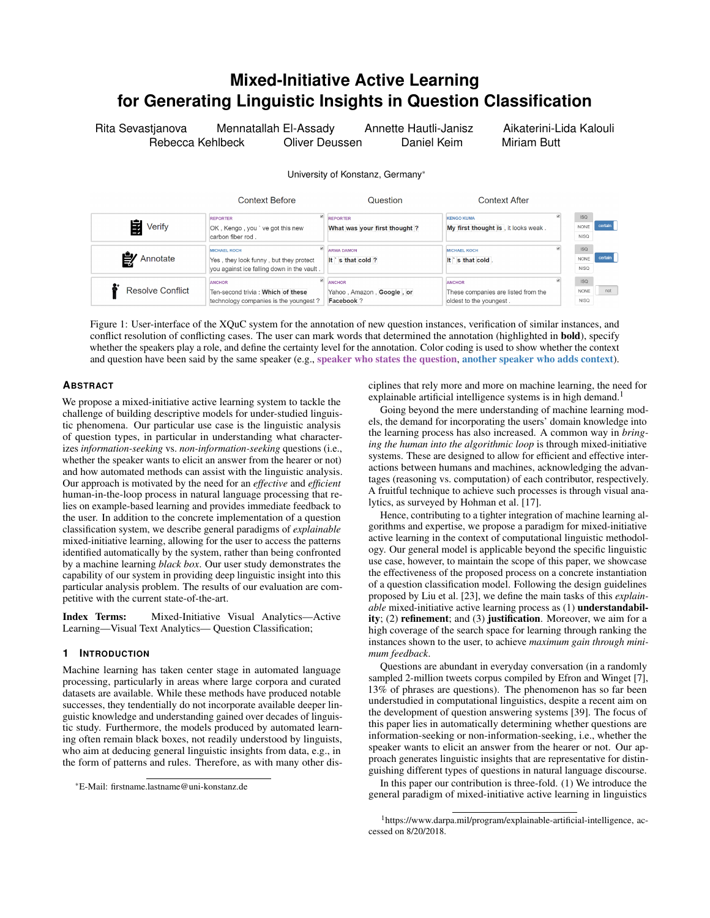# Mixed-Initiative Active Learning for Generating Linguistic Insights in Question Classification

Rita Sevastjanova Mennatallah El-Assady Annette Hautli-Janisz Aikaterini-Lida Kalouli Rebecca Kehlbeck Oliver Deussen Daniel Keim Miriam Butt

University of Konstanz, Germany*

| | Context Before | Question | Context After | |
|---|---|---|---|---|
| Verify | REPORTER OK , Kengo , you ` ve got this new carbon fiber rod . | REPORTER **What** was **your first thought** ? | KENGO KUMA **My first thought is** , it looks weak . | ISQ / NONE / NISQ — certain |
| Annotate | MICHAEL KOCH Yes , they look funny , but they protect you against ice falling down in the vault . | ARWA DAMON It ` s **that cold** ? | MICHAEL KOCH It ` s **that cold** . | ISQ / NONE / NISQ — certain |
| Resolve Conflict | ANCHOR Ten-second trivia : **Which** of **these** technology companies is the youngest ? | ANCHOR Yahoo , Amazon , **Google** , **or Facebook** ? | ANCHOR These companies are listed from the oldest to the youngest . | ISQ / NONE / NISQ — not |

Figure 1: User-interface of the XQuC system for the annotation of new question instances, verification of similar instances, and conflict resolution of conflicting cases. The user can mark words that determined the annotation (highlighted in **bold**), specify whether the speakers play a role, and define the certainty level for the annotation. Color coding is used to show whether the context and question have been said by the same speaker (e.g., speaker who states the question, another speaker who adds context).

## Abstract

We propose a mixed-initiative active learning system to tackle the challenge of building descriptive models for under-studied linguistic phenomena. Our particular use case is the linguistic analysis of question types, in particular in understanding what characterizes *information-seeking* vs. *non-information-seeking* questions (i.e., whether the speaker wants to elicit an answer from the hearer or not) and how automated methods can assist with the linguistic analysis. Our approach is motivated by the need for an *effective* and *efficient* human-in-the-loop process in natural language processing that relies on example-based learning and provides immediate feedback to the user. In addition to the concrete implementation of a question classification system, we describe general paradigms of *explainable* mixed-initiative learning, allowing for the user to access the patterns identified automatically by the system, rather than being confronted by a machine learning *black box*. Our user study demonstrates the capability of our system in providing deep linguistic insight into this particular analysis problem. The results of our evaluation are competitive with the current state-of-the-art.

**Index Terms:** Mixed-Initiative Visual Analytics—Active Learning—Visual Text Analytics— Question Classification;

## 1 Introduction

Machine learning has taken center stage in automated language processing, particularly in areas where large corpora and curated datasets are available. While these methods have produced notable successes, they tendentially do not incorporate available deeper linguistic knowledge and understanding gained over decades of linguistic study. Furthermore, the models produced by automated learning often remain black boxes, not readily understood by linguists, who aim at deducing general linguistic insights from data, e.g., in the form of patterns and rules. Therefore, as with many other disciplines that rely more and more on machine learning, the need for explainable artificial intelligence systems is in high demand.[1]

Going beyond the mere understanding of machine learning models, the demand for incorporating the users' domain knowledge into the learning process has also increased. A common way in *bringing the human into the algorithmic loop* is through mixed-initiative systems. These are designed to allow for efficient and effective interactions between humans and machines, acknowledging the advantages (reasoning vs. computation) of each contributor, respectively. A fruitful technique to achieve such processes is through visual analytics, as surveyed by Hohman et al. [17].

Hence, contributing to a tighter integration of machine learning algorithms and expertise, we propose a paradigm for mixed-initiative active learning in the context of computational linguistic methodology. Our general model is applicable beyond the specific linguistic use case, however, to maintain the scope of this paper, we showcase the effectiveness of the proposed process on a concrete instantiation of a question classification model. Following the design guidelines proposed by Liu et al. [23], we define the main tasks of this *explainable* mixed-initiative active learning process as (1) **understandability**; (2) **refinement**; and (3) **justification**. Moreover, we aim for a high coverage of the search space for learning through ranking the instances shown to the user, to achieve *maximum gain through minimum feedback*.

Questions are abundant in everyday conversation (in a randomly sampled 2-million tweets corpus compiled by Efron and Winget [7], 13% of phrases are questions). The phenomenon has so far been understudied in computational linguistics, despite a recent aim on the development of question answering systems [39]. The focus of this paper lies in automatically determining whether questions are information-seeking or non-information-seeking, i.e., whether the speaker wants to elicit an answer from the hearer or not. Our approach generates linguistic insights that are representative for distinguishing different types of questions in natural language discourse.

In this paper our contribution is three-fold. (1) We introduce the general paradigm of mixed-initiative active learning in linguistics

*E-Mail: firstname.lastname@uni-konstanz.de

[1] https://www.darpa.mil/program/explainable-artificial-intelligence, accessed on 8/20/2018.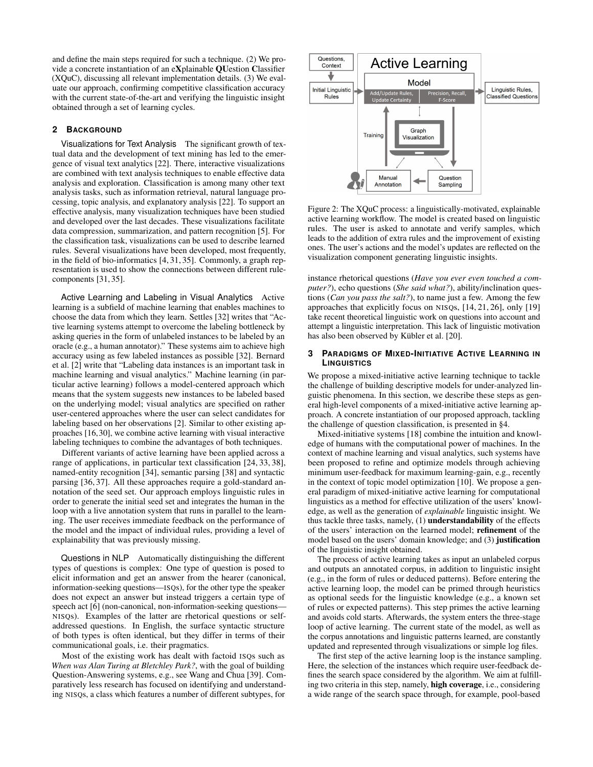and define the main steps required for such a technique. (2) We provide a concrete instantiation of an e**X**plainable **QU**estion **C**lassifier (XQuC), discussing all relevant implementation details. (3) We evaluate our approach, confirming competitive classification accuracy with the current state-of-the-art and verifying the linguistic insight obtained through a set of learning cycles.

## 2 Background

**Visualizations for Text Analysis** The significant growth of textual data and the development of text mining has led to the emergence of visual text analytics [22]. There, interactive visualizations are combined with text analysis techniques to enable effective data analysis and exploration. Classification is among many other text analysis tasks, such as information retrieval, natural language processing, topic analysis, and explanatory analysis [22]. To support an effective analysis, many visualization techniques have been studied and developed over the last decades. These visualizations facilitate data compression, summarization, and pattern recognition [5]. For the classification task, visualizations can be used to describe learned rules. Several visualizations have been developed, most frequently, in the field of bio-informatics [4, 31, 35]. Commonly, a graph representation is used to show the connections between different rule-components [31, 35].

**Active Learning and Labeling in Visual Analytics** Active learning is a subfield of machine learning that enables machines to choose the data from which they learn. Settles [32] writes that "Active learning systems attempt to overcome the labeling bottleneck by asking queries in the form of unlabeled instances to be labeled by an oracle (e.g., a human annotator)." These systems aim to achieve high accuracy using as few labeled instances as possible [32]. Bernard et al. [2] write that "Labeling data instances is an important task in machine learning and visual analytics." Machine learning (in particular active learning) follows a model-centered approach which means that the system suggests new instances to be labeled based on the underlying model; visual analytics are specified on rather user-centered approaches where the user can select candidates for labeling based on her observations [2]. Similar to other existing approaches [16,30], we combine active learning with visual interactive labeling techniques to combine the advantages of both techniques.

Different variants of active learning have been applied across a range of applications, in particular text classification [24, 33, 38], named-entity recognition [34], semantic parsing [38] and syntactic parsing [36, 37]. All these approaches require a gold-standard annotation of the seed set. Our approach employs linguistic rules in order to generate the initial seed set and integrates the human in the loop with a live annotation system that runs in parallel to the learning. The user receives immediate feedback on the performance of the model and the impact of individual rules, providing a level of explainability that was previously missing.

**Questions in NLP** Automatically distinguishing the different types of questions is complex: One type of question is posed to elicit information and get an answer from the hearer (canonical, information-seeking questions—ISQs), for the other type the speaker does not expect an answer but instead triggers a certain type of speech act [6] (non-canonical, non-information-seeking questions—NISQs). Examples of the latter are rhetorical questions or self-addressed questions. In English, the surface syntactic structure of both types is often identical, but they differ in terms of their communicational goals, i.e. their pragmatics.

Most of the existing work has dealt with factoid ISQs such as *When was Alan Turing at Bletchley Park?*, with the goal of building Question-Answering systems, e.g., see Wang and Chua [39]. Comparatively less research has focused on identifying and understanding NISQs, a class which features a number of different subtypes, for instance rhetorical questions (*Have you ever even touched a computer?*), echo questions (*She said what?*), ability/inclination questions (*Can you pass the salt?*), to name just a few. Among the few approaches that explicitly focus on NISQs, [14, 21, 26], only [19] take recent theoretical linguistic work on questions into account and attempt a linguistic interpretation. This lack of linguistic motivation has also been observed by Kübler et al. [20].

Figure 2: The XQuC process: a linguistically-motivated, explainable active learning workflow. The model is created based on linguistic rules. The user is asked to annotate and verify samples, which leads to the addition of extra rules and the improvement of existing ones. The user's actions and the model's updates are reflected on the visualization component generating linguistic insights.

## 3 Paradigms of Mixed-Initiative Active Learning in Linguistics

We propose a mixed-initiative active learning technique to tackle the challenge of building descriptive models for under-analyzed linguistic phenomena. In this section, we describe these steps as general high-level components of a mixed-initiative active learning approach. A concrete instantiation of our proposed approach, tackling the challenge of question classification, is presented in §4.

Mixed-initiative systems [18] combine the intuition and knowledge of humans with the computational power of machines. In the context of machine learning and visual analytics, such systems have been proposed to refine and optimize models through achieving minimum user-feedback for maximum learning-gain, e.g., recently in the context of topic model optimization [10]. We propose a general paradigm of mixed-initiative active learning for computational linguistics as a method for effective utilization of the users' knowledge, as well as the generation of *explainable* linguistic insight. We thus tackle three tasks, namely, (1) **understandability** of the effects of the users' interaction on the learned model; **refinement** of the model based on the users' domain knowledge; and (3) **justification** of the linguistic insight obtained.

The process of active learning takes as input an unlabeled corpus and outputs an annotated corpus, in addition to linguistic insight (e.g., in the form of rules or deduced patterns). Before entering the active learning loop, the model can be primed through heuristics as optional seeds for the linguistic knowledge (e.g., a known set of rules or expected patterns). This step primes the active learning and avoids cold starts. Afterwards, the system enters the three-stage loop of active learning. The current state of the model, as well as the corpus annotations and linguistic patterns learned, are constantly updated and represented through visualizations or simple log files.

The first step of the active learning loop is the instance sampling. Here, the selection of the instances which require user-feedback defines the search space considered by the algorithm. We aim at fulfilling two criteria in this step, namely, **high coverage**, i.e., considering a wide range of the search space through, for example, pool-based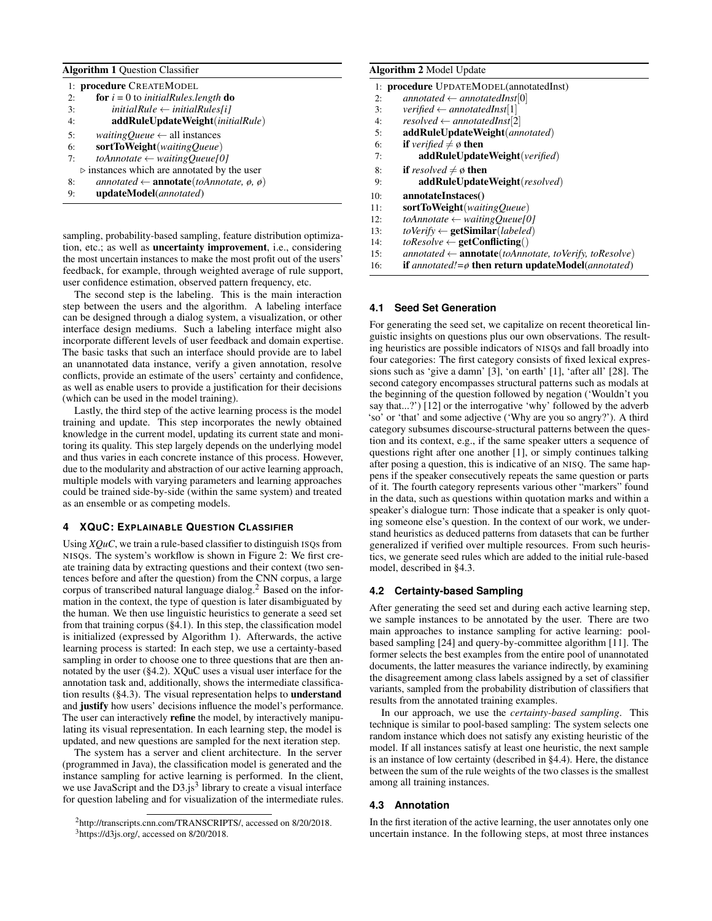**Algorithm 1** Question Classifier

```
1: procedure CREATEMODEL
2:     for i = 0 to initialRules.length do
3:         initialRule ← initialRules[i]
4:         addRuleUpdateWeight(initialRule)
5:     waitingQueue ← all instances
6:     sortToWeight(waitingQueue)
7:     toAnnotate ← waitingQueue[0]
   ▷ instances which are annotated by the user
8:     annotated ← annotate(toAnnotate, ø, ø)
9:     updateModel(annotated)
```

sampling, probability-based sampling, feature distribution optimization, etc.; as well as **uncertainty improvement**, i.e., considering the most uncertain instances to make the most profit out of the users' feedback, for example, through weighted average of rule support, user confidence estimation, observed pattern frequency, etc.

The second step is the labeling. This is the main interaction step between the users and the algorithm. A labeling interface can be designed through a dialog system, a visualization, or other interface design mediums. Such a labeling interface might also incorporate different levels of user feedback and domain expertise. The basic tasks that such an interface should provide are to label an unannotated data instance, verify a given annotation, resolve conflicts, provide an estimate of the users' certainty and confidence, as well as enable users to provide a justification for their decisions (which can be used in the model training).

Lastly, the third step of the active learning process is the model training and update. This step incorporates the newly obtained knowledge in the current model, updating its current state and monitoring its quality. This step largely depends on the underlying model and thus varies in each concrete instance of this process. However, due to the modularity and abstraction of our active learning approach, multiple models with varying parameters and learning approaches could be trained side-by-side (within the same system) and treated as an ensemble or as competing models.

## 4 XQuC: Explainable Question Classifier

Using *XQuC*, we train a rule-based classifier to distinguish ISQs from NISQs. The system's workflow is shown in Figure 2: We first create training data by extracting questions and their context (two sentences before and after the question) from the CNN corpus, a large corpus of transcribed natural language dialog.[2] Based on the information in the context, the type of question is later disambiguated by the human. We then use linguistic heuristics to generate a seed set from that training corpus (§4.1). In this step, the classification model is initialized (expressed by Algorithm 1). Afterwards, the active learning process is started: In each step, we use a certainty-based sampling in order to choose one to three questions that are then annotated by the user (§4.2). XQuC uses a visual user interface for the annotation task and, additionally, shows the intermediate classification results (§4.3). The visual representation helps to **understand** and **justify** how users' decisions influence the model's performance. The user can interactively **refine** the model, by interactively manipulating its visual representation. In each learning step, the model is updated, and new questions are sampled for the next iteration step.

The system has a server and client architecture. In the server (programmed in Java), the classification model is generated and the instance sampling for active learning is performed. In the client, we use JavaScript and the D3.js[3] library to create a visual interface for question labeling and for visualization of the intermediate rules.

[2] http://transcripts.cnn.com/TRANSCRIPTS/, accessed on 8/20/2018.
[3] https://d3js.org/, accessed on 8/20/2018.

**Algorithm 2** Model Update

```
1: procedure UPDATEMODEL(annotatedInst)
2:     annotated ← annotatedInst[0]
3:     verified ← annotatedInst[1]
4:     resolved ← annotatedInst[2]
5:     addRuleUpdateWeight(annotated)
6:     if verified ≠ ø then
7:         addRuleUpdateWeight(verified)
8:     if resolved ≠ ø then
9:         addRuleUpdateWeight(resolved)
10:    annotateInstaces()
11:    sortToWeight(waitingQueue)
12:    toAnnotate ← waitingQueue[0]
13:    toVerify ← getSimilar(labeled)
14:    toResolve ← getConflicting()
15:    annotated ← annotate(toAnnotate, toVerify, toResolve)
16:    if annotated!=ø then return updateModel(annotated)
```

### 4.1 Seed Set Generation

For generating the seed set, we capitalize on recent theoretical linguistic insights on questions plus our own observations. The resulting heuristics are possible indicators of NISQs and fall broadly into four categories: The first category consists of fixed lexical expressions such as 'give a damn' [3], 'on earth' [1], 'after all' [28]. The second category encompasses structural patterns such as modals at the beginning of the question followed by negation ('Wouldn't you say that...?') [12] or the interrogative 'why' followed by the adverb 'so' or 'that' and some adjective ('Why are you so angry?'). A third category subsumes discourse-structural patterns between the question and its context, e.g., if the same speaker utters a sequence of questions right after one another [1], or simply continues talking after posing a question, this is indicative of an NISQ. The same happens if the speaker consecutively repeats the same question or parts of it. The fourth category represents various other "markers" found in the data, such as questions within quotation marks and within a speaker's dialogue turn: Those indicate that a speaker is only quoting someone else's question. In the context of our work, we understand heuristics as deduced patterns from datasets that can be further generalized if verified over multiple resources. From such heuristics, we generate seed rules which are added to the initial rule-based model, described in §4.3.

### 4.2 Certainty-based Sampling

After generating the seed set and during each active learning step, we sample instances to be annotated by the user. There are two main approaches to instance sampling for active learning: pool-based sampling [24] and query-by-committee algorithm [11]. The former selects the best examples from the entire pool of unannotated documents, the latter measures the variance indirectly, by examining the disagreement among class labels assigned by a set of classifier variants, sampled from the probability distribution of classifiers that results from the annotated training examples.

In our approach, we use the *certainty-based sampling*. This technique is similar to pool-based sampling: The system selects one random instance which does not satisfy any existing heuristic of the model. If all instances satisfy at least one heuristic, the next sample is an instance of low certainty (described in §4.4). Here, the distance between the sum of the rule weights of the two classes is the smallest among all training instances.

### 4.3 Annotation

In the first iteration of the active learning, the user annotates only one uncertain instance. In the following steps, at most three instances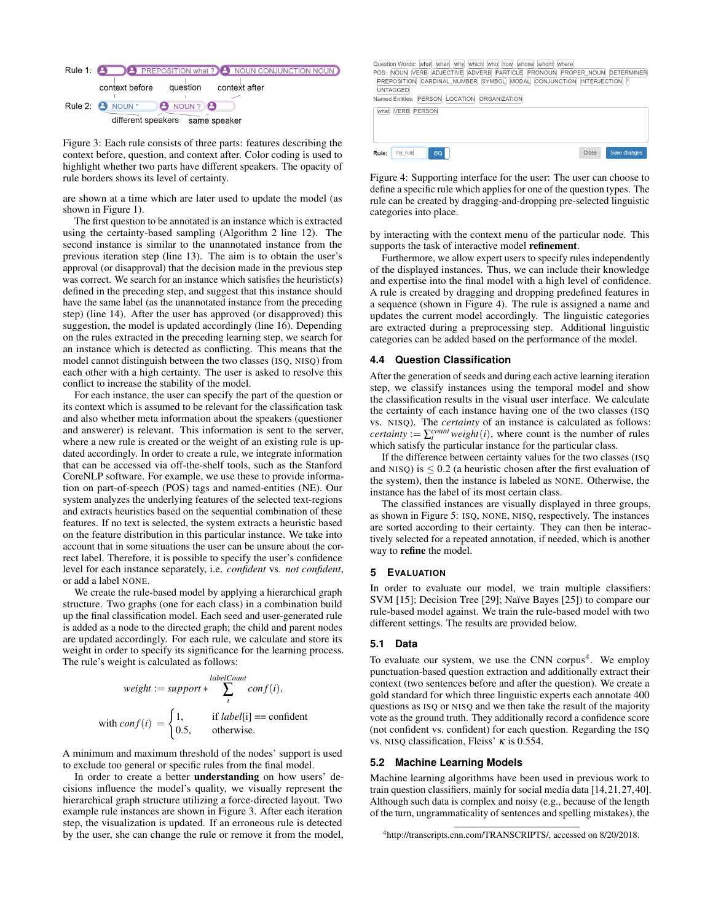Rule 1: PREPOSITION what ? NOUN CONJUNCTION NOUN

context before question context after

Rule 2: NOUN * NOUN ?

different speakers same speaker

Figure 3: Each rule consists of three parts: features describing the context before, question, and context after. Color coding is used to highlight whether two parts have different speakers. The opacity of rule borders shows its level of certainty.

are shown at a time which are later used to update the model (as shown in Figure 1).

The first question to be annotated is an instance which is extracted using the certainty-based sampling (Algorithm 2 line 12). The second instance is similar to the unannotated instance from the previous iteration step (line 13). The aim is to obtain the user's approval (or disapproval) that the decision made in the previous step was correct. We search for an instance which satisfies the heuristic(s) defined in the preceding step, and suggest that this instance should have the same label (as the unannotated instance from the preceding step) (line 14). After the user has approved (or disapproved) this suggestion, the model is updated accordingly (line 16). Depending on the rules extracted in the preceding learning step, we search for an instance which is detected as conflicting. This means that the model cannot distinguish between the two classes (ISQ, NISQ) from each other with a high certainty. The user is asked to resolve this conflict to increase the stability of the model.

For each instance, the user can specify the part of the question or its context which is assumed to be relevant for the classification task and also whether meta information about the speakers (questioner and answerer) is relevant. This information is sent to the server, where a new rule is created or the weight of an existing rule is updated accordingly. In order to create a rule, we integrate information that can be accessed via off-the-shelf tools, such as the Stanford CoreNLP software. For example, we use these to provide information on part-of-speech (POS) tags and named-entities (NE). Our system analyzes the underlying features of the selected text-regions and extracts heuristics based on the sequential combination of these features. If no text is selected, the system extracts a heuristic based on the feature distribution in this particular instance. We take into account that in some situations the user can be unsure about the correct label. Therefore, it is possible to specify the user's confidence level for each instance separately, i.e. *confident* vs. *not confident*, or add a label NONE.

We create the rule-based model by applying a hierarchical graph structure. Two graphs (one for each class) in a combination build up the final classification model. Each seed and user-generated rule is added as a node to the directed graph; the child and parent nodes are updated accordingly. For each rule, we calculate and store its weight in order to specify its significance for the learning process. The rule's weight is calculated as follows:

$$weight := support * \sum_{i}^{labelCount} conf(i),$$

$$\text{with } conf(i) = \begin{cases} 1, & \text{if } label[i] == \text{confident} \\ 0.5, & \text{otherwise.} \end{cases}$$

A minimum and maximum threshold of the nodes' support is used to exclude too general or specific rules from the final model.

In order to create a better **understanding** on how users' decisions influence the model's quality, we visually represent the hierarchical graph structure utilizing a force-directed layout. Two example rule instances are shown in Figure 3. After each iteration step, the visualization is updated. If an erroneous rule is detected by the user, she can change the rule or remove it from the model, by interacting with the context menu of the particular node. This supports the task of interactive model **refinement**.

Question Words: what when why which who how whose whom where
POS: NOUN VERB ADJECTIVE ADVERB PARTICLE PRONOUN PROPER_NOUN DETERMINER PREPOSITION CARDINAL_NUMBER SYMBOL MODAL CONJUNCTION INTERJECTION * UNTAGGED
Named Entities: PERSON LOCATION ORGANIZATION

what VERB PERSON

Rule: my_rule ISQ Close Save changes

Figure 4: Supporting interface for the user: The user can choose to define a specific rule which applies for one of the question types. The rule can be created by dragging-and-dropping pre-selected linguistic categories into place.

Furthermore, we allow expert users to specify rules independently of the displayed instances. Thus, we can include their knowledge and expertise into the final model with a high level of confidence. A rule is created by dragging and dropping predefined features in a sequence (shown in Figure 4). The rule is assigned a name and updates the current model accordingly. The linguistic categories are extracted during a preprocessing step. Additional linguistic categories can be added based on the performance of the model.

### 4.4 Question Classification

After the generation of seeds and during each active learning iteration step, we classify instances using the temporal model and show the classification results in the visual user interface. We calculate the certainty of each instance having one of the two classes (ISQ vs. NISQ). The *certainty* of an instance is calculated as follows: $certainty := \sum_{i}^{count} weight(i)$, where count is the number of rules which satisfy the particular instance for the particular class.

If the difference between certainty values for the two classes (ISQ and NISQ) is $\leq 0.2$ (a heuristic chosen after the first evaluation of the system), then the instance is labeled as NONE. Otherwise, the instance has the label of its most certain class.

The classified instances are visually displayed in three groups, as shown in Figure 5: ISQ, NONE, NISQ, respectively. The instances are sorted according to their certainty. They can then be interactively selected for a repeated annotation, if needed, which is another way to **refine** the model.

## 5 Evaluation

In order to evaluate our model, we train multiple classifiers: SVM [15]; Decision Tree [29]; Naïve Bayes [25]) to compare our rule-based model against. We train the rule-based model with two different settings. The results are provided below.

### 5.1 Data

To evaluate our system, we use the CNN corpus[4]. We employ punctuation-based question extraction and additionally extract their context (two sentences before and after the question). We create a gold standard for which three linguistic experts each annotate 400 questions as ISQ or NISQ and we then take the result of the majority vote as the ground truth. They additionally record a confidence score (not confident vs. confident) for each question. Regarding the ISQ vs. NISQ classification, Fleiss' $\kappa$ is 0.554.

### 5.2 Machine Learning Models

Machine learning algorithms have been used in previous work to train question classifiers, mainly for social media data [14,21,27,40]. Although such data is complex and noisy (e.g., because of the length of the turn, ungrammaticality of sentences and spelling mistakes), the

[4] http://transcripts.cnn.com/TRANSCRIPTS/, accessed on 8/20/2018.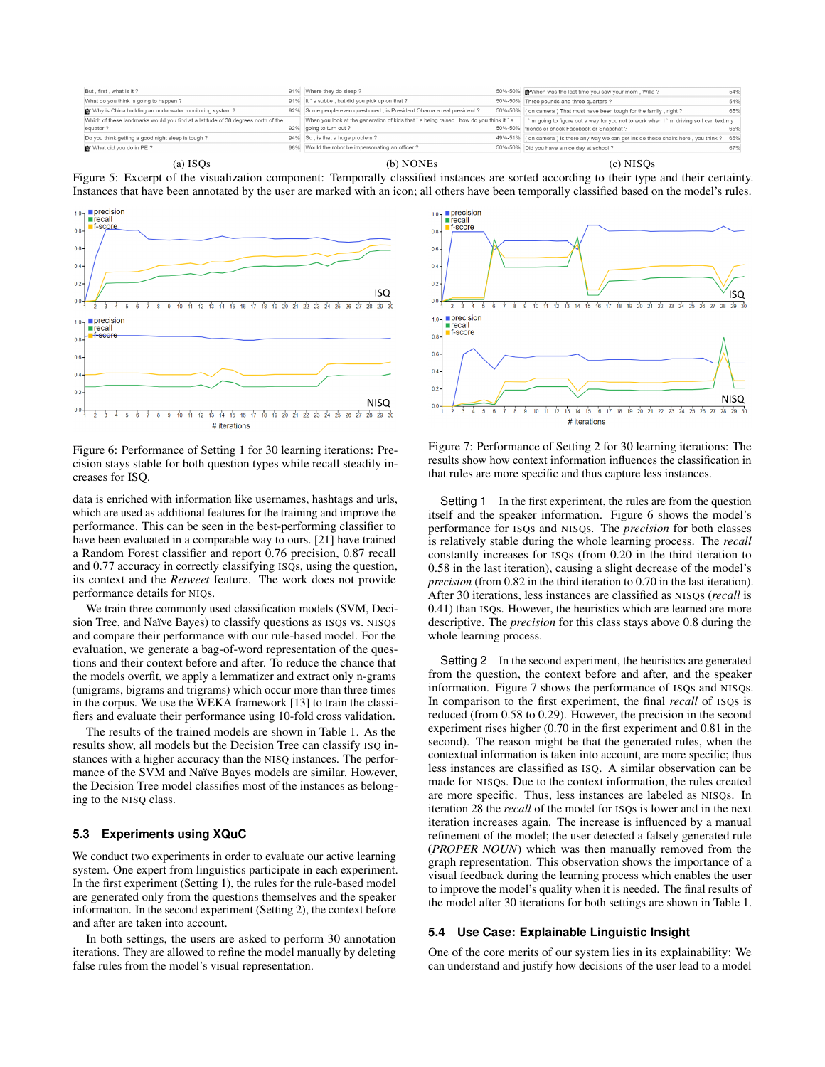| But , first , what is it ? | 91% | Where they do sleep ? | 50%-50% | When was the last time you saw your mom , Willa ? | 54% |
|---|---|---|---|---|---|
| What do you think is going to happen ? | 91% | It ' s subtle , but did you pick up on that ? | 50%-50% | Three pounds and three quarters ? | 54% |
| Why is China building an underwater monitoring system ? | 92% | Some people even questioned , is President Obama a real president ? | 50%-50% | ( on camera ) That must have been tough for the family , right ? | 65% |
| Which of these landmarks would you find at a latitude of 38 degrees north of the equator ? | 92% | When you look at the generation of kids that ' s being raised , how do you think it ' s going to turn out ? | 50%-50% | I ' m going to figure out a way for you not to work when I ' m driving so I can text my friends or check Facebook or Snapchat ? | 65% |
| Do you think getting a good night sleep is tough ? | 94% | So , is that a huge problem ? | 49%-51% | ( on camera ) Is there any way we can get inside these chairs here , you think ? | 65% |
| What did you do in PE ? | 96% | Would the robot be impersonating an officer ? | 50%-50% | Did you have a nice day at school ? | 67% |

(a) ISQs (b) NONEs (c) NISQs

Figure 5: Excerpt of the visualization component: Temporally classified instances are sorted according to their type and their certainty. Instances that have been annotated by the user are marked with an icon; all others have been temporally classified based on the model's rules.

Figure 6: Performance of Setting 1 for 30 learning iterations: Precision stays stable for both question types while recall steadily increases for ISQ.

Figure 7: Performance of Setting 2 for 30 learning iterations: The results show how context information influences the classification in that rules are more specific and thus capture less instances.

data is enriched with information like usernames, hashtags and urls, which are used as additional features for the training and improve the performance. This can be seen in the best-performing classifier to have been evaluated in a comparable way to ours. [21] have trained a Random Forest classifier and report 0.76 precision, 0.87 recall and 0.77 accuracy in correctly classifying ISQs, using the question, its context and the *Retweet* feature. The work does not provide performance details for NIQs.

We train three commonly used classification models (SVM, Decision Tree, and Naïve Bayes) to classify questions as ISQs vs. NISQs and compare their performance with our rule-based model. For the evaluation, we generate a bag-of-word representation of the questions and their context before and after. To reduce the chance that the models overfit, we apply a lemmatizer and extract only n-grams (unigrams, bigrams and trigrams) which occur more than three times in the corpus. We use the WEKA framework [13] to train the classifiers and evaluate their performance using 10-fold cross validation.

The results of the trained models are shown in Table 1. As the results show, all models but the Decision Tree can classify ISQ instances with a higher accuracy than the NISQ instances. The performance of the SVM and Naïve Bayes models are similar. However, the Decision Tree model classifies most of the instances as belonging to the NISQ class.

### 5.3 Experiments using XQuC

We conduct two experiments in order to evaluate our active learning system. One expert from linguistics participate in each experiment. In the first experiment (Setting 1), the rules for the rule-based model are generated only from the questions themselves and the speaker information. In the second experiment (Setting 2), the context before and after are taken into account.

In both settings, the users are asked to perform 30 annotation iterations. They are allowed to refine the model manually by deleting false rules from the model's visual representation.

**Setting 1** In the first experiment, the rules are from the question itself and the speaker information. Figure 6 shows the model's performance for ISQs and NISQs. The *precision* for both classes is relatively stable during the whole learning process. The *recall* constantly increases for ISQs (from 0.20 in the third iteration to 0.58 in the last iteration), causing a slight decrease of the model's *precision* (from 0.82 in the third iteration to 0.70 in the last iteration). After 30 iterations, less instances are classified as NISQs (*recall* is 0.41) than ISQs. However, the heuristics which are learned are more descriptive. The *precision* for this class stays above 0.8 during the whole learning process.

**Setting 2** In the second experiment, the heuristics are generated from the question, the context before and after, and the speaker information. Figure 7 shows the performance of ISQs and NISQs. In comparison to the first experiment, the final *recall* of ISQs is reduced (from 0.58 to 0.29). However, the precision in the second experiment rises higher (0.70 in the first experiment and 0.81 in the second). The reason might be that the generated rules, when the contextual information is taken into account, are more specific; thus less instances are classified as ISQ. A similar observation can be made for NISQs. Due to the context information, the rules created are more specific. Thus, less instances are labeled as NISQs. In iteration 28 the *recall* of the model for ISQs is lower and in the next iteration increases again. The increase is influenced by a manual refinement of the model; the user detected a falsely generated rule (*PROPER NOUN*) which was then manually removed from the graph representation. This observation shows the importance of a visual feedback during the learning process which enables the user to improve the model's quality when it is needed. The final results of the model after 30 iterations for both settings are shown in Table 1.

### 5.4 Use Case: Explainable Linguistic Insight

One of the core merits of our system lies in its explainability: We can understand and justify how decisions of the user lead to a model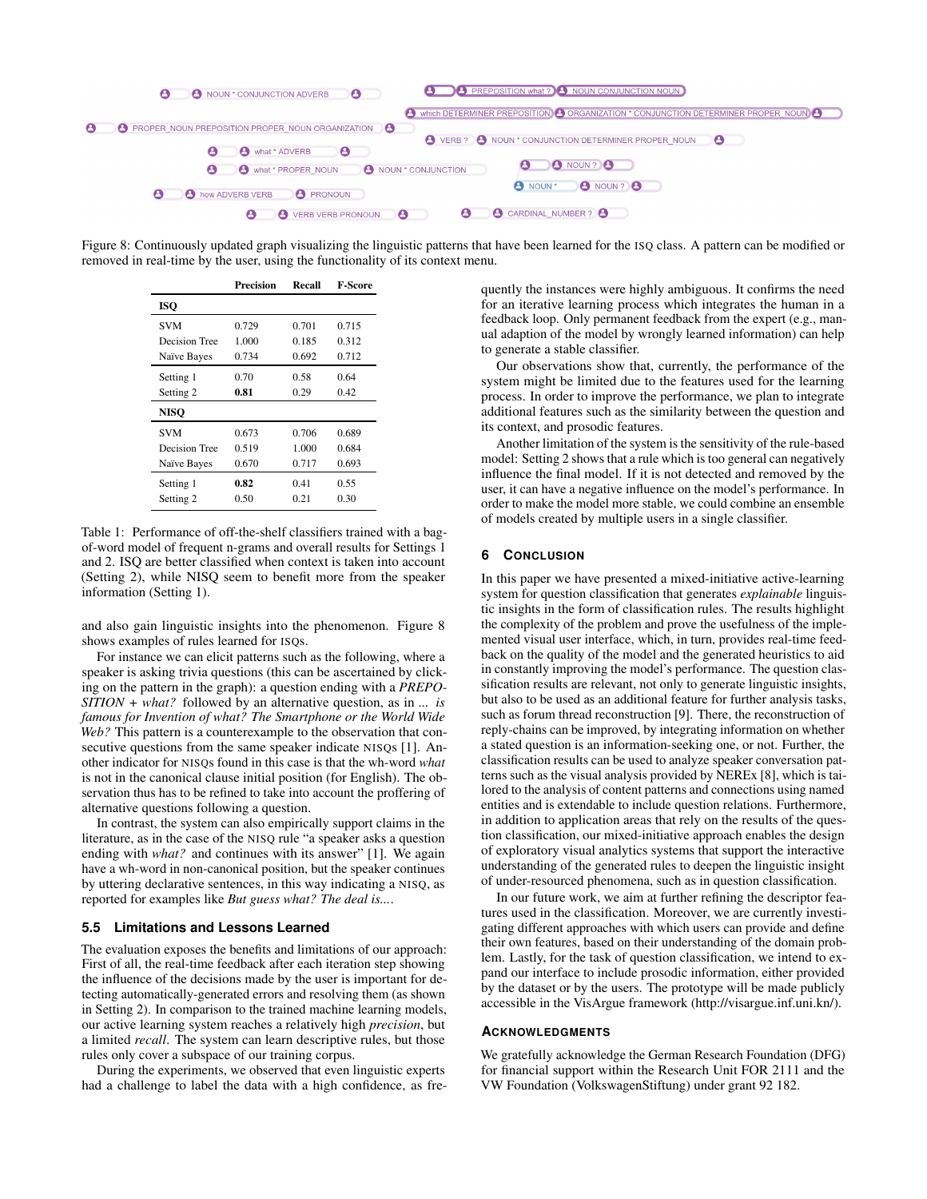Figure 8: Continuously updated graph visualizing the linguistic patterns that have been learned for the ISQ class. A pattern can be modified or removed in real-time by the user, using the functionality of its context menu.

| | Precision | Recall | F-Score |
|---|---|---|---|
| **ISQ** | | | |
| SVM | 0.729 | 0.701 | 0.715 |
| Decision Tree | 1.000 | 0.185 | 0.312 |
| Naïve Bayes | 0.734 | 0.692 | 0.712 |
| Setting 1 | 0.70 | 0.58 | 0.64 |
| Setting 2 | **0.81** | 0.29 | 0.42 |
| **NISQ** | | | |
| SVM | 0.673 | 0.706 | 0.689 |
| Decision Tree | 0.519 | 1.000 | 0.684 |
| Naïve Bayes | 0.670 | 0.717 | 0.693 |
| Setting 1 | **0.82** | 0.41 | 0.55 |
| Setting 2 | 0.50 | 0.21 | 0.30 |

Table 1: Performance of off-the-shelf classifiers trained with a bag-of-word model of frequent n-grams and overall results for Settings 1 and 2. ISQ are better classified when context is taken into account (Setting 2), while NISQ seem to benefit more from the speaker information (Setting 1).

and also gain linguistic insights into the phenomenon. Figure 8 shows examples of rules learned for ISQs.

For instance we can elicit patterns such as the following, where a speaker is asking trivia questions (this can be ascertained by clicking on the pattern in the graph): a question ending with a *PREPOSITION + what?* followed by an alternative question, as in *... is famous for Invention of what? The Smartphone or the World Wide Web?* This pattern is a counterexample to the observation that consecutive questions from the same speaker indicate NISQs [1]. Another indicator for NISQs found in this case is that the wh-word *what* is not in the canonical clause initial position (for English). The observation thus has to be refined to take into account the proffering of alternative questions following a question.

In contrast, the system can also empirically support claims in the literature, as in the case of the NISQ rule "a speaker asks a question ending with *what?* and continues with its answer" [1]. We again have a wh-word in non-canonical position, but the speaker continues by uttering declarative sentences, in this way indicating a NISQ, as reported for examples like *But guess what? The deal is....*

### 5.5 Limitations and Lessons Learned

The evaluation exposes the benefits and limitations of our approach: First of all, the real-time feedback after each iteration step showing the influence of the decisions made by the user is important for detecting automatically-generated errors and resolving them (as shown in Setting 2). In comparison to the trained machine learning models, our active learning system reaches a relatively high *precision*, but a limited *recall*. The system can learn descriptive rules, but those rules only cover a subspace of our training corpus.

During the experiments, we observed that even linguistic experts had a challenge to label the data with a high confidence, as frequently the instances were highly ambiguous. It confirms the need for an iterative learning process which integrates the human in a feedback loop. Only permanent feedback from the expert (e.g., manual adaption of the model by wrongly learned information) can help to generate a stable classifier.

Our observations show that, currently, the performance of the system might be limited due to the features used for the learning process. In order to improve the performance, we plan to integrate additional features such as the similarity between the question and its context, and prosodic features.

Another limitation of the system is the sensitivity of the rule-based model: Setting 2 shows that a rule which is too general can negatively influence the final model. If it is not detected and removed by the user, it can have a negative influence on the model's performance. In order to make the model more stable, we could combine an ensemble of models created by multiple users in a single classifier.

## 6 Conclusion

In this paper we have presented a mixed-initiative active-learning system for question classification that generates *explainable* linguistic insights in the form of classification rules. The results highlight the complexity of the problem and prove the usefulness of the implemented visual user interface, which, in turn, provides real-time feedback on the quality of the model and the generated heuristics to aid in constantly improving the model's performance. The question classification results are relevant, not only to generate linguistic insights, but also to be used as an additional feature for further analysis tasks, such as forum thread reconstruction [9]. There, the reconstruction of reply-chains can be improved, by integrating information on whether a stated question is an information-seeking one, or not. Further, the classification results can be used to analyze speaker conversation patterns such as the visual analysis provided by NEREx [8], which is tailored to the analysis of content patterns and connections using named entities and is extendable to include question relations. Furthermore, in addition to application areas that rely on the results of the question classification, our mixed-initiative approach enables the design of exploratory visual analytics systems that support the interactive understanding of the generated rules to deepen the linguistic insight of under-resourced phenomena, such as in question classification.

In our future work, we aim at further refining the descriptor features used in the classification. Moreover, we are currently investigating different approaches with which users can provide and define their own features, based on their understanding of the domain problem. Lastly, for the task of question classification, we intend to expand our interface to include prosodic information, either provided by the dataset or by the users. The prototype will be made publicly accessible in the VisArgue framework (http://visargue.inf.uni.kn/).

## Acknowledgments

We gratefully acknowledge the German Research Foundation (DFG) for financial support within the Research Unit FOR 2111 and the VW Foundation (VolkswagenStiftung) under grant 92 182.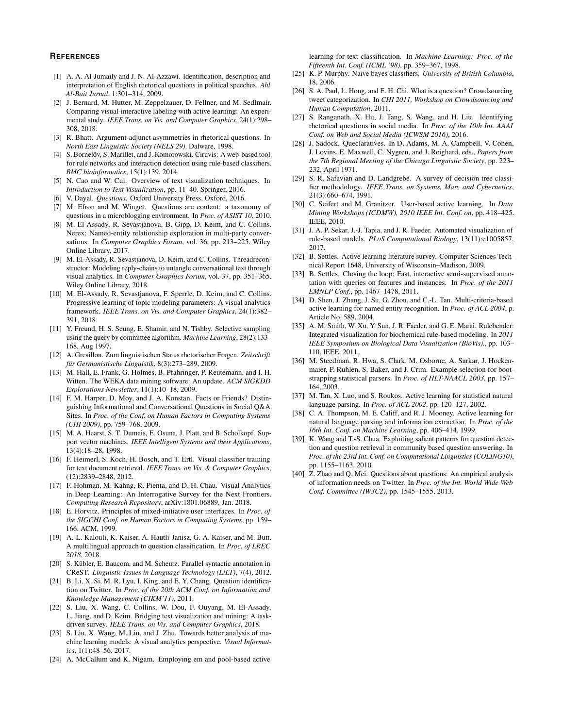## References

[1] A. A. Al-Jumaily and J. N. Al-Azzawi. Identification, description and interpretation of English rhetorical questions in political speeches. *Ahl Al-Bait Jurnal*, 1:301–314, 2009.

[2] J. Bernard, M. Hutter, M. Zeppelzauer, D. Fellner, and M. Sedlmair. Comparing visual-interactive labeling with active learning: An experimental study. *IEEE Trans. on Vis. and Computer Graphics*, 24(1):298–308, 2018.

[3] R. Bhatt. Argument-adjunct asymmetries in rhetorical questions. In *North East Linguistic Society (NELS 29)*. Dalware, 1998.

[4] S. Bornelöv, S. Marillet, and J. Komorowski. Ciruvis: A web-based tool for rule networks and interaction detection using rule-based classifiers. *BMC bioinformatics*, 15(1):139, 2014.

[5] N. Cao and W. Cui. Overview of text visualization techniques. In *Introduction to Text Visualization*, pp. 11–40. Springer, 2016.

[6] V. Dayal. *Questions*. Oxford University Press, Oxford, 2016.

[7] M. Efron and M. Winget. Questions are content: a taxonomy of questions in a microblogging environment. In *Proc. of ASIST 10*, 2010.

[8] M. El-Assady, R. Sevastjanova, B. Gipp, D. Keim, and C. Collins. Nerex: Named-entity relationship exploration in multi-party conversations. In *Computer Graphics Forum*, vol. 36, pp. 213–225. Wiley Online Library, 2017.

[9] M. El-Assady, R. Sevastjanova, D. Keim, and C. Collins. Threadreconstructor: Modeling reply-chains to untangle conversational text through visual analytics. In *Computer Graphics Forum*, vol. 37, pp. 351–365. Wiley Online Library, 2018.

[10] M. El-Assady, R. Sevastjanova, F. Sperrle, D. Keim, and C. Collins. Progressive learning of topic modeling parameters: A visual analytics framework. *IEEE Trans. on Vis. and Computer Graphics*, 24(1):382–391, 2018.

[11] Y. Freund, H. S. Seung, E. Shamir, and N. Tishby. Selective sampling using the query by committee algorithm. *Machine Learning*, 28(2):133–168, Aug 1997.

[12] A. Gresillon. Zum linguistischen Status rhetorischer Fragen. *Zeitschrift für Germanistische Linguistik*, 8(3):273–289, 2009.

[13] M. Hall, E. Frank, G. Holmes, B. Pfahringer, P. Reutemann, and I. H. Witten. The WEKA data mining software: An update. *ACM SIGKDD Explorations Newsletter*, 11(1):10–18, 2009.

[14] F. M. Harper, D. Moy, and J. A. Konstan. Facts or Friends? Distinguishing Informational and Conversational Questions in Social Q&A Sites. In *Proc. of the Conf. on Human Factors in Computing Systems (CHI 2009)*, pp. 759–768, 2009.

[15] M. A. Hearst, S. T. Dumais, E. Osuna, J. Platt, and B. Scholkopf. Support vector machines. *IEEE Intelligent Systems and their Applications*, 13(4):18–28, 1998.

[16] F. Heimerl, S. Koch, H. Bosch, and T. Ertl. Visual classifier training for text document retrieval. *IEEE Trans. on Vis. & Computer Graphics*, (12):2839–2848, 2012.

[17] F. Hohman, M. Kahng, R. Pienta, and D. H. Chau. Visual Analytics in Deep Learning: An Interrogative Survey for the Next Frontiers. *Computing Research Repository*, arXiv:1801.06889, Jan. 2018.

[18] E. Horvitz. Principles of mixed-initiative user interfaces. In *Proc. of the SIGCHI Conf. on Human Factors in Computing Systems*, pp. 159–166. ACM, 1999.

[19] A.-L. Kalouli, K. Kaiser, A. Hautli-Janisz, G. A. Kaiser, and M. Butt. A multilingual approach to question classification. In *Proc. of LREC 2018*, 2018.

[20] S. Kübler, E. Baucom, and M. Scheutz. Parallel syntactic annotation in CReST. *Linguistic Issues in Language Technology (LiLT)*, 7(4), 2012.

[21] B. Li, X. Si, M. R. Lyu, I. King, and E. Y. Chang. Question identification on Twitter. In *Proc. of the 20th ACM Conf. on Information and Knowledge Management (CIKM'11)*, 2011.

[22] S. Liu, X. Wang, C. Collins, W. Dou, F. Ouyang, M. El-Assady, L. Jiang, and D. Keim. Bridging text visualization and mining: A task-driven survey. *IEEE Trans. on Vis. and Computer Graphics*, 2018.

[23] S. Liu, X. Wang, M. Liu, and J. Zhu. Towards better analysis of machine learning models: A visual analytics perspective. *Visual Informatics*, 1(1):48–56, 2017.

[24] A. McCallum and K. Nigam. Employing em and pool-based active learning for text classification. In *Machine Learning: Proc. of the Fifteenth Int. Conf. (ICML '98)*, pp. 359–367, 1998.

[25] K. P. Murphy. Naive bayes classifiers. *University of British Columbia*, 18, 2006.

[26] S. A. Paul, L. Hong, and E. H. Chi. What is a question? Crowdsourcing tweet categorization. In *CHI 2011, Workshop on Crowdsourcing and Human Computation*, 2011.

[27] S. Ranganath, X. Hu, J. Tang, S. Wang, and H. Liu. Identifying rhetorical questions in social media. In *Proc. of the 10th Int. AAAI Conf. on Web and Social Media (ICWSM 2016)*, 2016.

[28] J. Sadock. Queclaratives. In D. Adams, M. A. Campbell, V. Cohen, J. Lovins, E. Maxwell, C. Nygren, and J. Reighard, eds., *Papers from the 7th Regional Meeting of the Chicago Linguistic Society*, pp. 223–232, April 1971.

[29] S. R. Safavian and D. Landgrebe. A survey of decision tree classifier methodology. *IEEE Trans. on Systems, Man, and Cybernetics*, 21(3):660–674, 1991.

[30] C. Seifert and M. Granitzer. User-based active learning. In *Data Mining Workshops (ICDMW), 2010 IEEE Int. Conf. on*, pp. 418–425. IEEE, 2010.

[31] J. A. P. Sekar, J.-J. Tapia, and J. R. Faeder. Automated visualization of rule-based models. *PLoS Computational Biology*, 13(11):e1005857, 2017.

[32] B. Settles. Active learning literature survey. Computer Sciences Technical Report 1648, University of Wisconsin–Madison, 2009.

[33] B. Settles. Closing the loop: Fast, interactive semi-supervised annotation with queries on features and instances. In *Proc. of the 2011 EMNLP Conf.*, pp. 1467–1478, 2011.

[34] D. Shen, J. Zhang, J. Su, G. Zhou, and C.-L. Tan. Multi-criteria-based active learning for named entity recognition. In *Proc. of ACL 2004*, p. Article No. 589, 2004.

[35] A. M. Smith, W. Xu, Y. Sun, J. R. Faeder, and G. E. Marai. Rulebender: Integrated visualization for biochemical rule-based modeling. In *2011 IEEE Symposium on Biological Data Visualization (BioVis).*, pp. 103–110. IEEE, 2011.

[36] M. Steedman, R. Hwa, S. Clark, M. Osborne, A. Sarkar, J. Hockenmaier, P. Ruhlen, S. Baker, and J. Crim. Example selection for bootstrapping statistical parsers. In *Proc. of HLT-NAACL 2003*, pp. 157–164, 2003.

[37] M. Tan, X. Luo, and S. Roukos. Active learning for statistical natural language parsing. In *Proc. of ACL 2002*, pp. 120–127, 2002.

[38] C. A. Thompson, M. E. Califf, and R. J. Mooney. Active learning for natural language parsing and information extraction. In *Proc. of the 16th Int. Conf. on Machine Learning*, pp. 406–414, 1999.

[39] K. Wang and T.-S. Chua. Exploiting salient patterns for question detection and question retrieval in community based question answering. In *Proc. of the 23rd Int. Conf. on Computational Linguistics (COLING10)*, pp. 1155–1163, 2010.

[40] Z. Zhao and Q. Mei. Questions about questions: An empirical analysis of information needs on Twitter. In *Proc. of the Int. World Wide Web Conf. Committee (IW3C2)*, pp. 1545–1555, 2013.